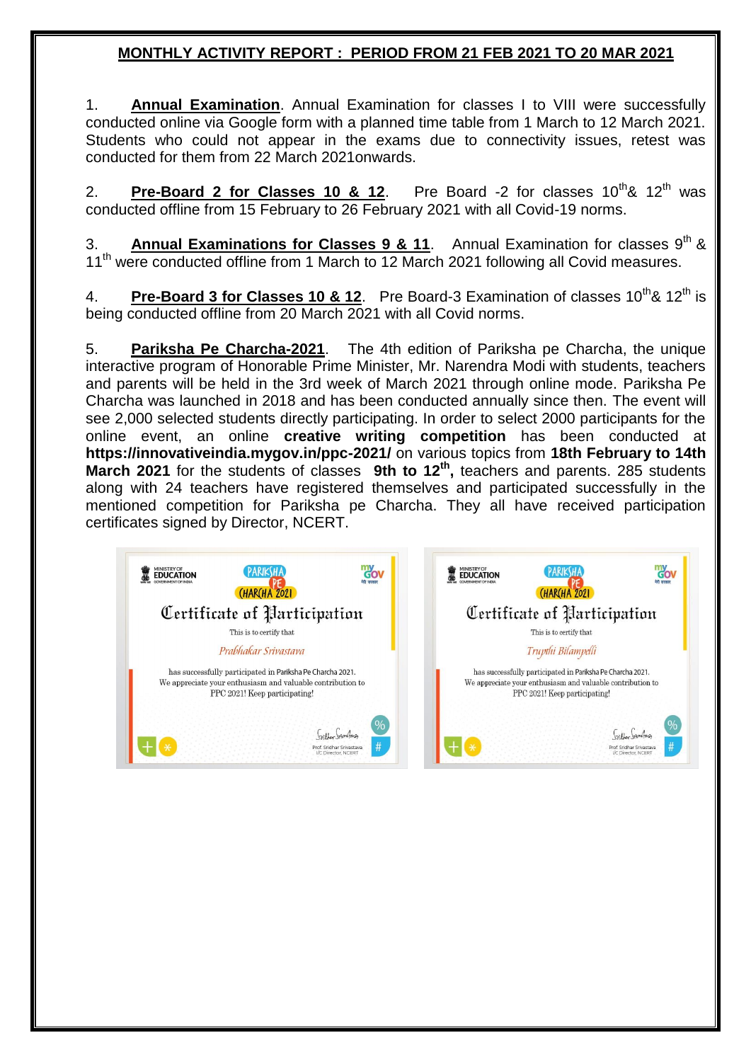## MONTHLY ACTIVITY REPORT : PERIOD FROM 21 FEB 2021 TO 20 MAR 2021

1. **Annual Examination**. Annual Examination for classes I to VIII were successfully conducted online via Google form with a planned time table from 1 March to 12 March 2021. Students who could not appear in the exams due to connectivity issues, retest was conducted for them from 22 March 2021onwards.

2. **Pre-Board 2 for Classes 10 & 12**. Pre Board -2 for classes 10th& 12th was conducted offline from 15 February to 26 February 2021 with all Covid-19 norms.

3. **Annual Examinations for Classes 9 & 11**. Annual Examination for classes 9th & 11th were conducted offline from 1 March to 12 March 2021 following all Covid measures.

4. **Pre-Board 3 for Classes 10 & 12**. Pre Board-3 Examination of classes 10th& 12th is being conducted offline from 20 March 2021 with all Covid norms.

5. **Pariksha Pe Charcha-2021**. The 4th edition of Pariksha pe Charcha, the unique interactive program of Honorable Prime Minister, Mr. Narendra Modi with students, teachers and parents will be held in the 3rd week of March 2021 through online mode. Pariksha Pe Charcha was launched in 2018 and has been conducted annually since then. The event will see 2,000 selected students directly participating. In order to select 2000 participants for the online event, an online **creative writing competition** has been conducted at **https://innovativeindia.mygov.in/ppc-2021/** on various topics from **18th February to 14th March 2021** for the students of classes **9th to 12th,** teachers and parents. 285 students along with 24 teachers have registered themselves and participated successfully in the mentioned competition for Pariksha pe Charcha. They all have received participation certificates signed by Director, NCERT.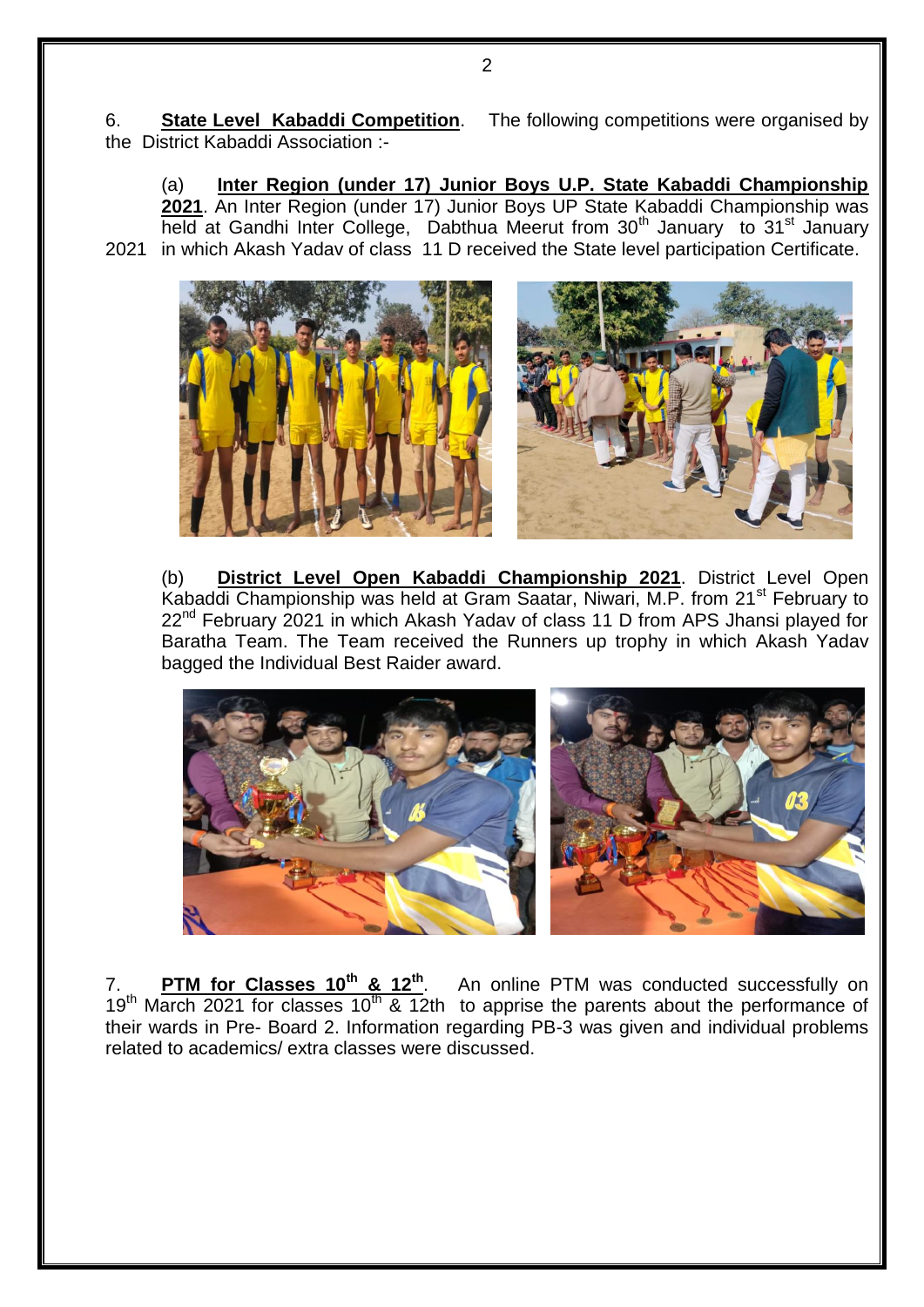6. **State Level Kabaddi Competition**. The following competitions were organised by the District Kabaddi Association :-

(a) **Inter Region (under 17) Junior Boys U.P. State Kabaddi Championship 2021**. An Inter Region (under 17) Junior Boys UP State Kabaddi Championship was held at Gandhi Inter College, Dabthua Meerut from 30th January to 31st January 2021 in which Akash Yadav of class 11 D received the State level participation Certificate.

(b) **District Level Open Kabaddi Championship 2021**. District Level Open Kabaddi Championship was held at Gram Saatar, Niwari, M.P. from 21st February to 22nd February 2021 in which Akash Yadav of class 11 D from APS Jhansi played for Baratha Team. The Team received the Runners up trophy in which Akash Yadav bagged the Individual Best Raider award.

7. **PTM for Classes 10th & 12th**. An online PTM was conducted successfully on 19th March 2021 for classes 10th & 12th to apprise the parents about the performance of their wards in Pre- Board 2. Information regarding PB-3 was given and individual problems related to academics/ extra classes were discussed.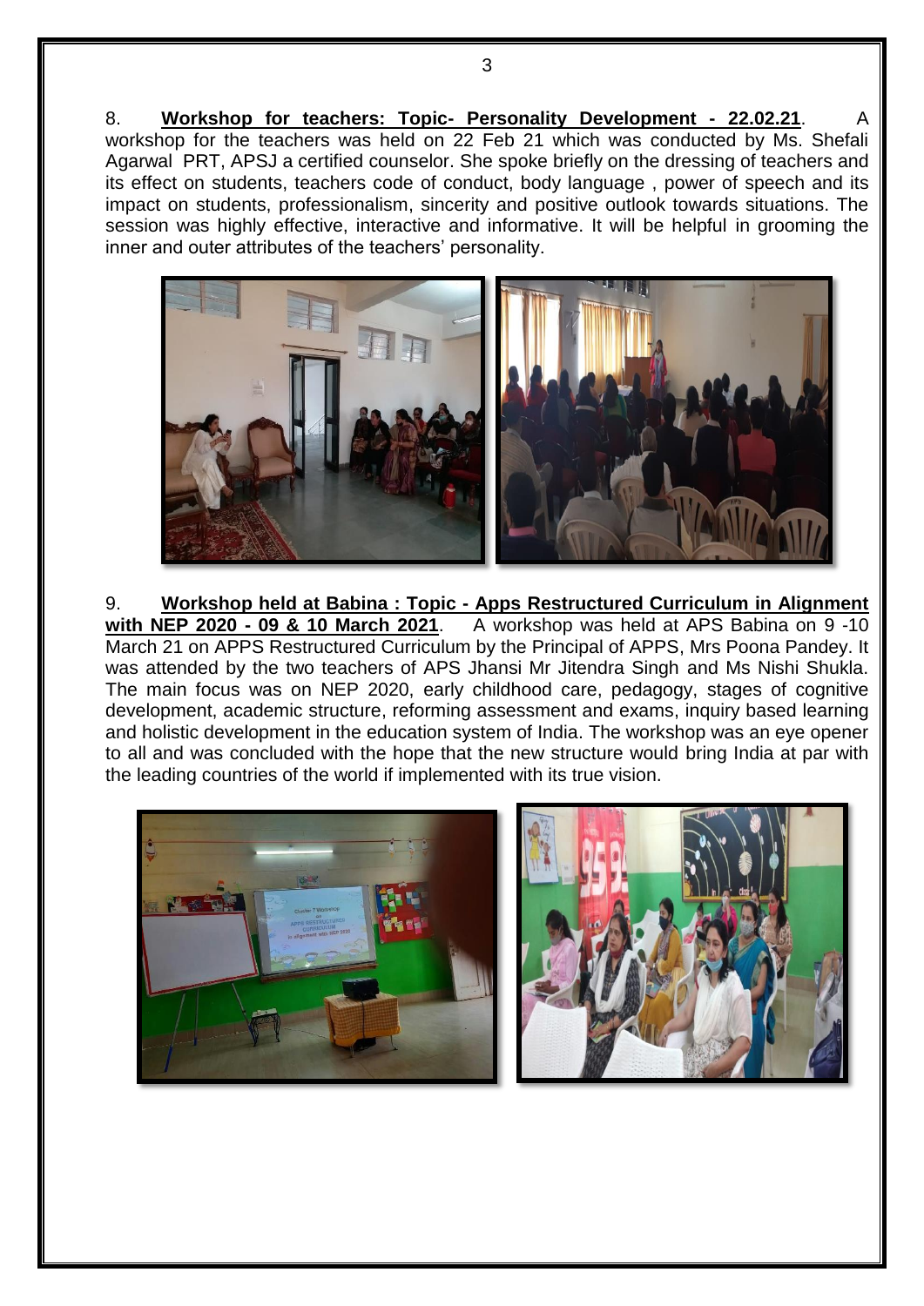8. **Workshop for teachers: Topic- Personality Development - 22.02.21**. A workshop for the teachers was held on 22 Feb 21 which was conducted by Ms. Shefali Agarwal PRT, APSJ a certified counselor. She spoke briefly on the dressing of teachers and its effect on students, teachers code of conduct, body language , power of speech and its impact on students, professionalism, sincerity and positive outlook towards situations. The session was highly effective, interactive and informative. It will be helpful in grooming the inner and outer attributes of the teachers' personality.

9. **Workshop held at Babina : Topic - Apps Restructured Curriculum in Alignment with NEP 2020 - 09 & 10 March 2021**. A workshop was held at APS Babina on 9 -10 March 21 on APPS Restructured Curriculum by the Principal of APPS, Mrs Poona Pandey. It was attended by the two teachers of APS Jhansi Mr Jitendra Singh and Ms Nishi Shukla. The main focus was on NEP 2020, early childhood care, pedagogy, stages of cognitive development, academic structure, reforming assessment and exams, inquiry based learning and holistic development in the education system of India. The workshop was an eye opener to all and was concluded with the hope that the new structure would bring India at par with the leading countries of the world if implemented with its true vision.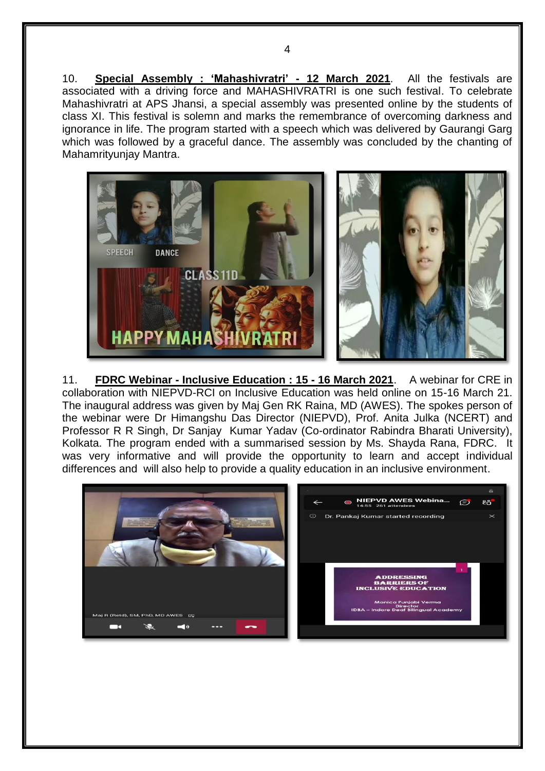10. **Special Assembly : 'Mahashivratri' - 12 March 2021**. All the festivals are associated with a driving force and MAHASHIVRATRI is one such festival. To celebrate Mahashivratri at APS Jhansi, a special assembly was presented online by the students of class XI. This festival is solemn and marks the remembrance of overcoming darkness and ignorance in life. The program started with a speech which was delivered by Gaurangi Garg which was followed by a graceful dance. The assembly was concluded by the chanting of Mahamrityunjay Mantra.

11. **FDRC Webinar - Inclusive Education : 15 - 16 March 2021**. A webinar for CRE in collaboration with NIEPVD-RCI on Inclusive Education was held online on 15-16 March 21. The inaugural address was given by Maj Gen RK Raina, MD (AWES). The spokes person of the webinar were Dr Himangshu Das Director (NIEPVD), Prof. Anita Julka (NCERT) and Professor R R Singh, Dr Sanjay Kumar Yadav (Co-ordinator Rabindra Bharati University), Kolkata. The program ended with a summarised session by Ms. Shayda Rana, FDRC. It was very informative and will provide the opportunity to learn and accept individual differences and will also help to provide a quality education in an inclusive environment.